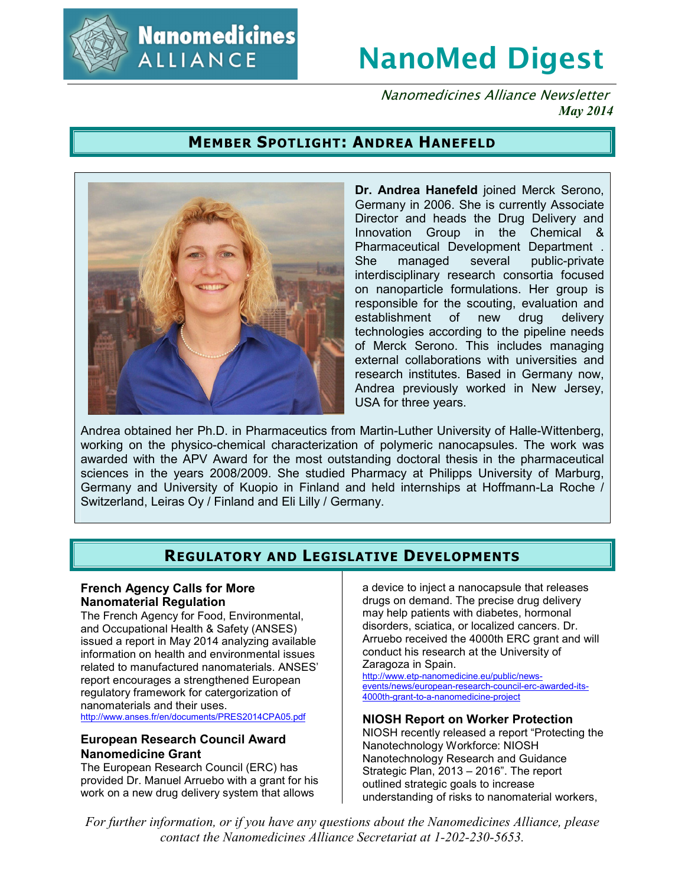# NanoMed Digest

*Nanomedicines Alliance Newsletter*
***May 2014***

## Member Spotlight: Andrea Hanefeld

**Dr. Andrea Hanefeld** joined Merck Serono, Germany in 2006. She is currently Associate Director and heads the Drug Delivery and Innovation Group in the Chemical & Pharmaceutical Development Department . She managed several public-private interdisciplinary research consortia focused on nanoparticle formulations. Her group is responsible for the scouting, evaluation and establishment of new drug delivery technologies according to the pipeline needs of Merck Serono. This includes managing external collaborations with universities and research institutes. Based in Germany now, Andrea previously worked in New Jersey, USA for three years.

Andrea obtained her Ph.D. in Pharmaceutics from Martin-Luther University of Halle-Wittenberg, working on the physico-chemical characterization of polymeric nanocapsules. The work was awarded with the APV Award for the most outstanding doctoral thesis in the pharmaceutical sciences in the years 2008/2009. She studied Pharmacy at Philipps University of Marburg, Germany and University of Kuopio in Finland and held internships at Hoffmann-La Roche / Switzerland, Leiras Oy / Finland and Eli Lilly / Germany.

## Regulatory and Legislative Developments

### French Agency Calls for More Nanomaterial Regulation

The French Agency for Food, Environmental, and Occupational Health & Safety (ANSES) issued a report in May 2014 analyzing available information on health and environmental issues related to manufactured nanomaterials. ANSES' report encourages a strengthened European regulatory framework for catergorization of nanomaterials and their uses.
http://www.anses.fr/en/documents/PRES2014CPA05.pdf

### European Research Council Award Nanomedicine Grant

The European Research Council (ERC) has provided Dr. Manuel Arruebo with a grant for his work on a new drug delivery system that allows a device to inject a nanocapsule that releases drugs on demand. The precise drug delivery may help patients with diabetes, hormonal disorders, sciatica, or localized cancers. Dr. Arruebo received the 4000th ERC grant and will conduct his research at the University of Zaragoza in Spain.
http://www.etp-nanomedicine.eu/public/news-events/news/european-research-council-erc-awarded-its-4000th-grant-to-a-nanomedicine-project

### NIOSH Report on Worker Protection

NIOSH recently released a report "Protecting the Nanotechnology Workforce: NIOSH Nanotechnology Research and Guidance Strategic Plan, 2013 – 2016". The report outlined strategic goals to increase understanding of risks to nanomaterial workers,

*For further information, or if you have any questions about the Nanomedicines Alliance, please contact the Nanomedicines Alliance Secretariat at 1-202-230-5653.*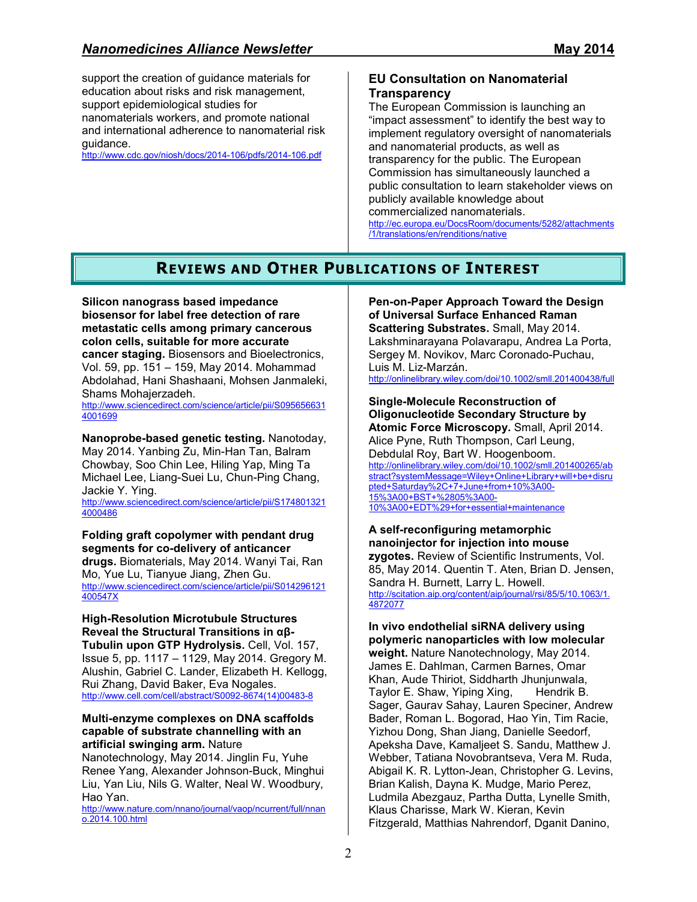support the creation of guidance materials for education about risks and risk management, support epidemiological studies for nanomaterials workers, and promote national and international adherence to nanomaterial risk guidance.
http://www.cdc.gov/niosh/docs/2014-106/pdfs/2014-106.pdf

## EU Consultation on Nanomaterial Transparency

The European Commission is launching an "impact assessment" to identify the best way to implement regulatory oversight of nanomaterials and nanomaterial products, as well as transparency for the public. The European Commission has simultaneously launched a public consultation to learn stakeholder views on publicly available knowledge about commercialized nanomaterials.
http://ec.europa.eu/DocsRoom/documents/5282/attachments/1/translations/en/renditions/native

# Reviews and Other Publications of Interest

**Silicon nanograss based impedance biosensor for label free detection of rare metastatic cells among primary cancerous colon cells, suitable for more accurate cancer staging.** Biosensors and Bioelectronics, Vol. 59, pp. 151 – 159, May 2014. Mohammad Abdolahad, Hani Shashaani, Mohsen Janmaleki, Shams Mohajerzadeh.
http://www.sciencedirect.com/science/article/pii/S0956566314001699

**Nanoprobe-based genetic testing.** Nanotoday, May 2014. Yanbing Zu, Min-Han Tan, Balram Chowbay, Soo Chin Lee, Hiling Yap, Ming Ta Michael Lee, Liang-Suei Lu, Chun-Ping Chang, Jackie Y. Ying.
http://www.sciencedirect.com/science/article/pii/S1748013214000486

**Folding graft copolymer with pendant drug segments for co-delivery of anticancer drugs.** Biomaterials, May 2014. Wanyi Tai, Ran Mo, Yue Lu, Tianyue Jiang, Zhen Gu.
http://www.sciencedirect.com/science/article/pii/S014296121400547X

**High-Resolution Microtubule Structures Reveal the Structural Transitions in αβ-Tubulin upon GTP Hydrolysis.** Cell, Vol. 157, Issue 5, pp. 1117 – 1129, May 2014. Gregory M. Alushin, Gabriel C. Lander, Elizabeth H. Kellogg, Rui Zhang, David Baker, Eva Nogales.
http://www.cell.com/cell/abstract/S0092-8674(14)00483-8

**Multi-enzyme complexes on DNA scaffolds capable of substrate channelling with an artificial swinging arm.** Nature Nanotechnology, May 2014. Jinglin Fu, Yuhe Renee Yang, Alexander Johnson-Buck, Minghui Liu, Yan Liu, Nils G. Walter, Neal W. Woodbury, Hao Yan.
http://www.nature.com/nnano/journal/vaop/ncurrent/full/nnano.2014.100.html

**Pen-on-Paper Approach Toward the Design of Universal Surface Enhanced Raman Scattering Substrates.** Small, May 2014. Lakshminarayana Polavarapu, Andrea La Porta, Sergey M. Novikov, Marc Coronado-Puchau, Luis M. Liz-Marzán.
http://onlinelibrary.wiley.com/doi/10.1002/smll.201400438/full

**Single-Molecule Reconstruction of Oligonucleotide Secondary Structure by Atomic Force Microscopy.** Small, April 2014. Alice Pyne, Ruth Thompson, Carl Leung, Debdulal Roy, Bart W. Hoogenboom.
http://onlinelibrary.wiley.com/doi/10.1002/smll.201400265/abstract?systemMessage=Wiley+Online+Library+will+be+disrupted+Saturday%2C+7+June+from+10%3A00-15%3A00+BST+%2805%3A00-10%3A00+EDT%29+for+essential+maintenance

**A self-reconfiguring metamorphic nanoinjector for injection into mouse zygotes.** Review of Scientific Instruments, Vol. 85, May 2014. Quentin T. Aten, Brian D. Jensen, Sandra H. Burnett, Larry L. Howell.
http://scitation.aip.org/content/aip/journal/rsi/85/5/10.1063/1.4872077

**In vivo endothelial siRNA delivery using polymeric nanoparticles with low molecular weight.** Nature Nanotechnology, May 2014. James E. Dahlman, Carmen Barnes, Omar Khan, Aude Thiriot, Siddharth Jhunjunwala, Taylor E. Shaw, Yiping Xing, Hendrik B. Sager, Gaurav Sahay, Lauren Speciner, Andrew Bader, Roman L. Bogorad, Hao Yin, Tim Racie, Yizhou Dong, Shan Jiang, Danielle Seedorf, Apeksha Dave, Kamaljeet S. Sandu, Matthew J. Webber, Tatiana Novobrantseva, Vera M. Ruda, Abigail K. R. Lytton-Jean, Christopher G. Levins, Brian Kalish, Dayna K. Mudge, Mario Perez, Ludmila Abezgauz, Partha Dutta, Lynelle Smith, Klaus Charisse, Mark W. Kieran, Kevin Fitzgerald, Matthias Nahrendorf, Dganit Danino,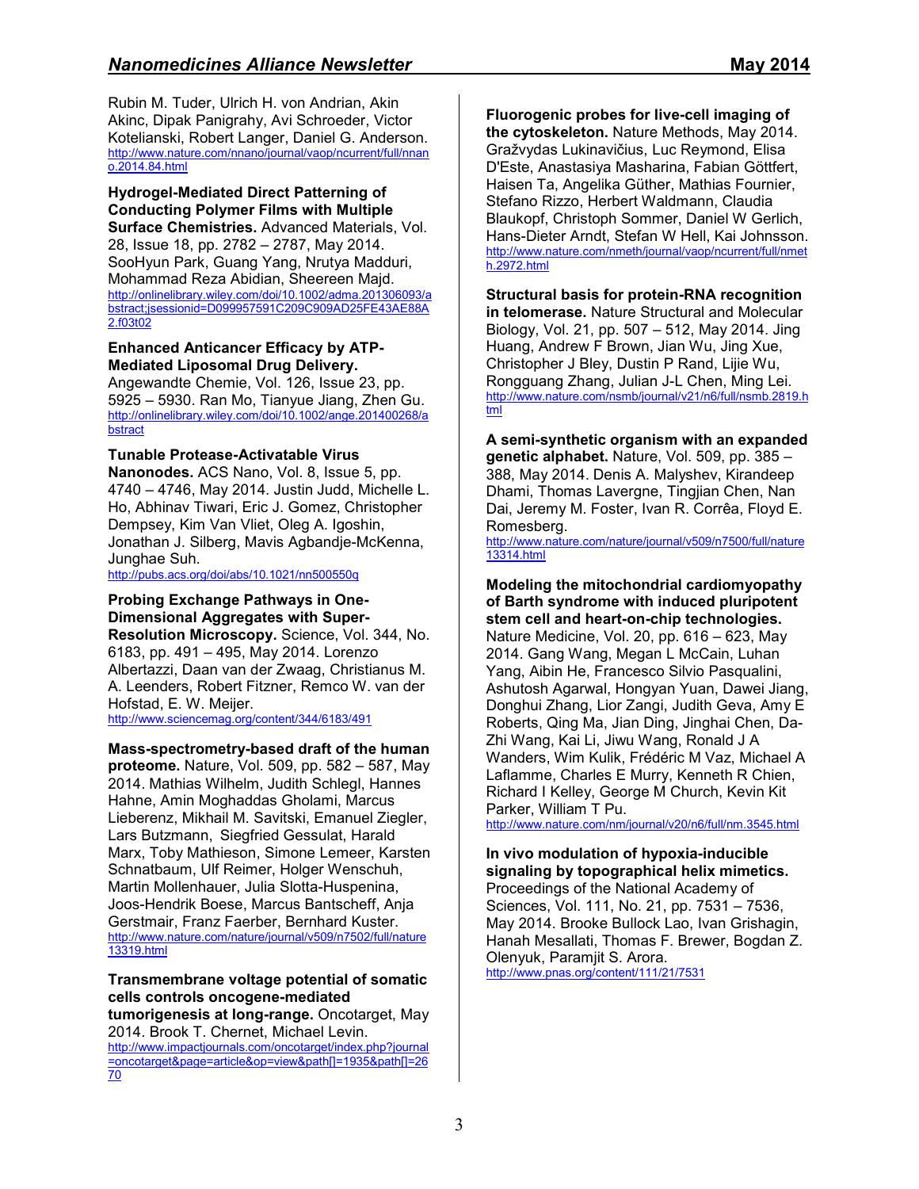Rubin M. Tuder, Ulrich H. von Andrian, Akin Akinc, Dipak Panigrahy, Avi Schroeder, Victor Koteliansky, Robert Langer, Daniel G. Anderson.
http://www.nature.com/nnano/journal/vaop/ncurrent/full/nnano.2014.84.html

**Hydrogel-Mediated Direct Patterning of Conducting Polymer Films with Multiple Surface Chemistries.** Advanced Materials, Vol. 28, Issue 18, pp. 2782 – 2787, May 2014. SooHyun Park, Guang Yang, Nrutya Madduri, Mohammad Reza Abidian, Sheereen Majd.
http://onlinelibrary.wiley.com/doi/10.1002/adma.201306093/abstract;jsessionid=D099957591C209C909AD25FE43AE88A2.f03t02

**Enhanced Anticancer Efficacy by ATP-Mediated Liposomal Drug Delivery.** Angewandte Chemie, Vol. 126, Issue 23, pp. 5925 – 5930. Ran Mo, Tianyue Jiang, Zhen Gu.
http://onlinelibrary.wiley.com/doi/10.1002/ange.201400268/abstract

**Tunable Protease-Activatable Virus Nanonodes.** ACS Nano, Vol. 8, Issue 5, pp. 4740 – 4746, May 2014. Justin Judd, Michelle L. Ho, Abhinav Tiwari, Eric J. Gomez, Christopher Dempsey, Kim Van Vliet, Oleg A. Igoshin, Jonathan J. Silberg, Mavis Agbandje-McKenna, Junghae Suh.
http://pubs.acs.org/doi/abs/10.1021/nn500550q

**Probing Exchange Pathways in One-Dimensional Aggregates with Super-Resolution Microscopy.** Science, Vol. 344, No. 6183, pp. 491 – 495, May 2014. Lorenzo Albertazzi, Daan van der Zwaag, Christianus M. A. Leenders, Robert Fitzner, Remco W. van der Hofstad, E. W. Meijer.
http://www.sciencemag.org/content/344/6183/491

**Mass-spectrometry-based draft of the human proteome.** Nature, Vol. 509, pp. 582 – 587, May 2014. Mathias Wilhelm, Judith Schlegl, Hannes Hahne, Amin Moghaddas Gholami, Marcus Lieberenz, Mikhail M. Savitski, Emanuel Ziegler, Lars Butzmann, Siegfried Gessulat, Harald Marx, Toby Mathieson, Simone Lemeer, Karsten Schnatbaum, Ulf Reimer, Holger Wenschuh, Martin Mollenhauer, Julia Slotta-Huspenina, Joos-Hendrik Boese, Marcus Bantscheff, Anja Gerstmair, Franz Faerber, Bernhard Kuster.
http://www.nature.com/nature/journal/v509/n7502/full/nature13319.html

**Transmembrane voltage potential of somatic cells controls oncogene-mediated tumorigenesis at long-range.** Oncotarget, May 2014. Brook T. Chernet, Michael Levin.
http://www.impactjournals.com/oncotarget/index.php?journal=oncotarget&page=article&op=view&path[]=1935&path[]=2670

**Fluorogenic probes for live-cell imaging of the cytoskeleton.** Nature Methods, May 2014. Gražvydas Lukinavičius, Luc Reymond, Elisa D'Este, Anastasiya Masharina, Fabian Göttfert, Haisen Ta, Angelika Güther, Mathias Fournier, Stefano Rizzo, Herbert Waldmann, Claudia Blaukopf, Christoph Sommer, Daniel W Gerlich, Hans-Dieter Arndt, Stefan W Hell, Kai Johnsson.
http://www.nature.com/nmeth/journal/vaop/ncurrent/full/nmeth.2972.html

**Structural basis for protein-RNA recognition in telomerase.** Nature Structural and Molecular Biology, Vol. 21, pp. 507 – 512, May 2014. Jing Huang, Andrew F Brown, Jian Wu, Jing Xue, Christopher J Bley, Dustin P Rand, Lijie Wu, Rongguang Zhang, Julian J-L Chen, Ming Lei.
http://www.nature.com/nsmb/journal/v21/n6/full/nsmb.2819.html

**A semi-synthetic organism with an expanded genetic alphabet.** Nature, Vol. 509, pp. 385 – 388, May 2014. Denis A. Malyshev, Kirandeep Dhami, Thomas Lavergne, Tingjian Chen, Nan Dai, Jeremy M. Foster, Ivan R. Corrêa, Floyd E. Romesberg.
http://www.nature.com/nature/journal/v509/n7500/full/nature13314.html

**Modeling the mitochondrial cardiomyopathy of Barth syndrome with induced pluripotent stem cell and heart-on-chip technologies.** Nature Medicine, Vol. 20, pp. 616 – 623, May 2014. Gang Wang, Megan L McCain, Luhan Yang, Aibin He, Francesco Silvio Pasqualini, Ashutosh Agarwal, Hongyan Yuan, Dawei Jiang, Donghui Zhang, Lior Zangi, Judith Geva, Amy E Roberts, Qing Ma, Jian Ding, Jinghai Chen, Da-Zhi Wang, Kai Li, Jiwu Wang, Ronald J A Wanders, Wim Kulik, Frédéric M Vaz, Michael A Laflamme, Charles E Murry, Kenneth R Chien, Richard I Kelley, George M Church, Kevin Kit Parker, William T Pu.
http://www.nature.com/nm/journal/v20/n6/full/nm.3545.html

**In vivo modulation of hypoxia-inducible signaling by topographical helix mimetics.** Proceedings of the National Academy of Sciences, Vol. 111, No. 21, pp. 7531 – 7536, May 2014. Brooke Bullock Lao, Ivan Grishagin, Hanah Mesallati, Thomas F. Brewer, Bogdan Z. Olenyuk, Paramjit S. Arora.
http://www.pnas.org/content/111/21/7531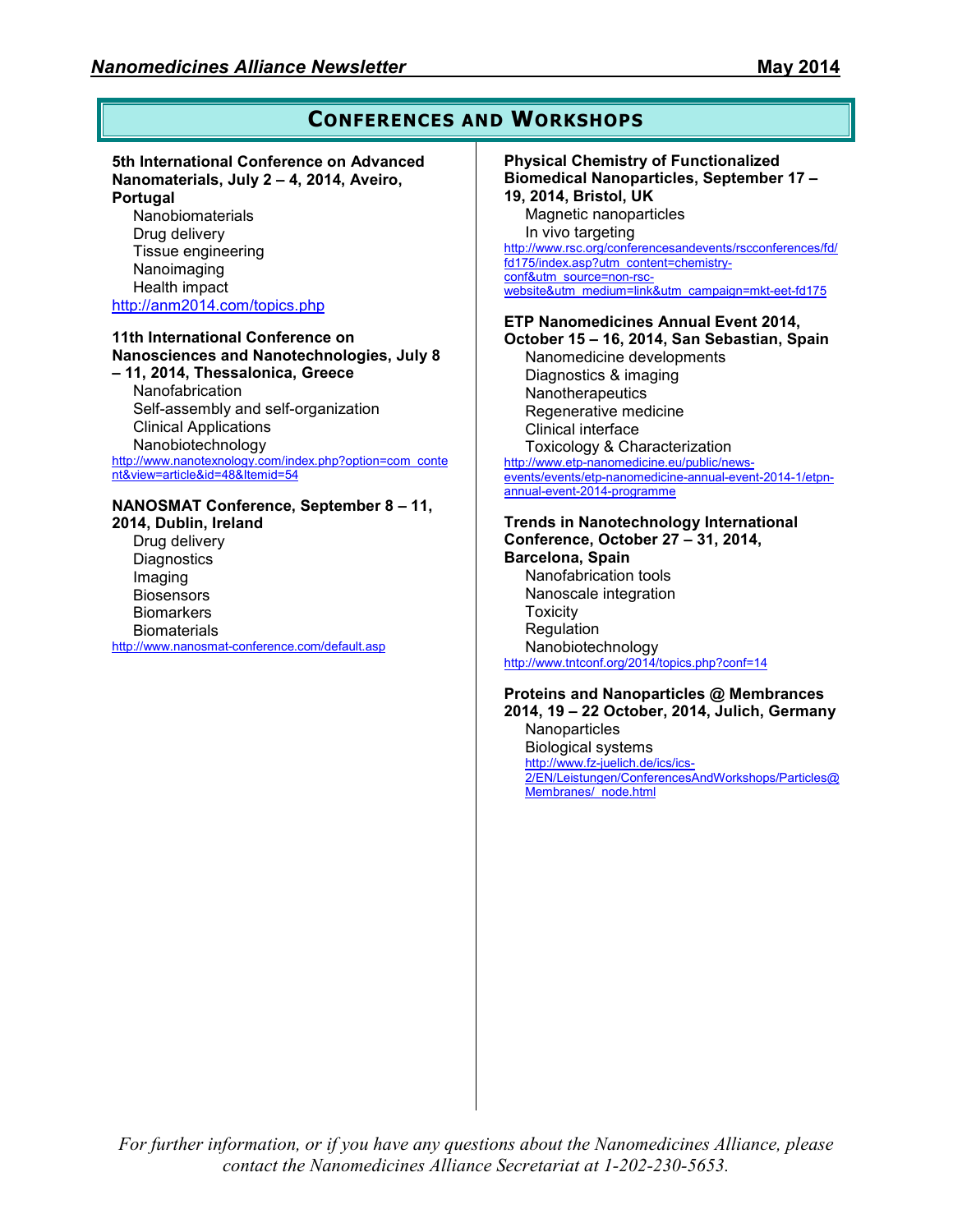# Conferences and Workshops

**5th International Conference on Advanced Nanomaterials, July 2 – 4, 2014, Aveiro, Portugal**

- Nanobiomaterials
- Drug delivery
- Tissue engineering
- Nanoimaging
- Health impact

http://anm2014.com/topics.php

**11th International Conference on Nanosciences and Nanotechnologies, July 8 – 11, 2014, Thessalonica, Greece**

- Nanofabrication
- Self-assembly and self-organization
- Clinical Applications
- Nanobiotechnology

http://www.nanotexnology.com/index.php?option=com_content&view=article&id=48&Itemid=54

**NANOSMAT Conference, September 8 – 11, 2014, Dublin, Ireland**

- Drug delivery
- Diagnostics
- Imaging
- Biosensors
- Biomarkers
- Biomaterials

http://www.nanosmat-conference.com/default.asp

**Physical Chemistry of Functionalized Biomedical Nanoparticles, September 17 – 19, 2014, Bristol, UK**

- Magnetic nanoparticles
- In vivo targeting

http://www.rsc.org/conferencesandevents/rscconferences/fd/fd175/index.asp?utm_content=chemistry-conf&utm_source=non-rsc-website&utm_medium=link&utm_campaign=mkt-eet-fd175

**ETP Nanomedicines Annual Event 2014, October 15 – 16, 2014, San Sebastian, Spain**

- Nanomedicine developments
- Diagnostics & imaging
- Nanotherapeutics
- Regenerative medicine
- Clinical interface
- Toxicology & Characterization

http://www.etp-nanomedicine.eu/public/news-events/events/etp-nanomedicine-annual-event-2014-1/etpn-annual-event-2014-programme

**Trends in Nanotechnology International Conference, October 27 – 31, 2014, Barcelona, Spain**

- Nanofabrication tools
- Nanoscale integration
- Toxicity
- Regulation
- Nanobiotechnology

http://www.tntconf.org/2014/topics.php?conf=14

**Proteins and Nanoparticles @ Membranes 2014, 19 – 22 October, 2014, Julich, Germany**

- Nanoparticles
- Biological systems

http://www.fz-juelich.de/ics/ics-2/EN/Leistungen/ConferencesAndWorkshops/Particles@Membranes/_node.html

*For further information, or if you have any questions about the Nanomedicines Alliance, please contact the Nanomedicines Alliance Secretariat at 1-202-230-5653.*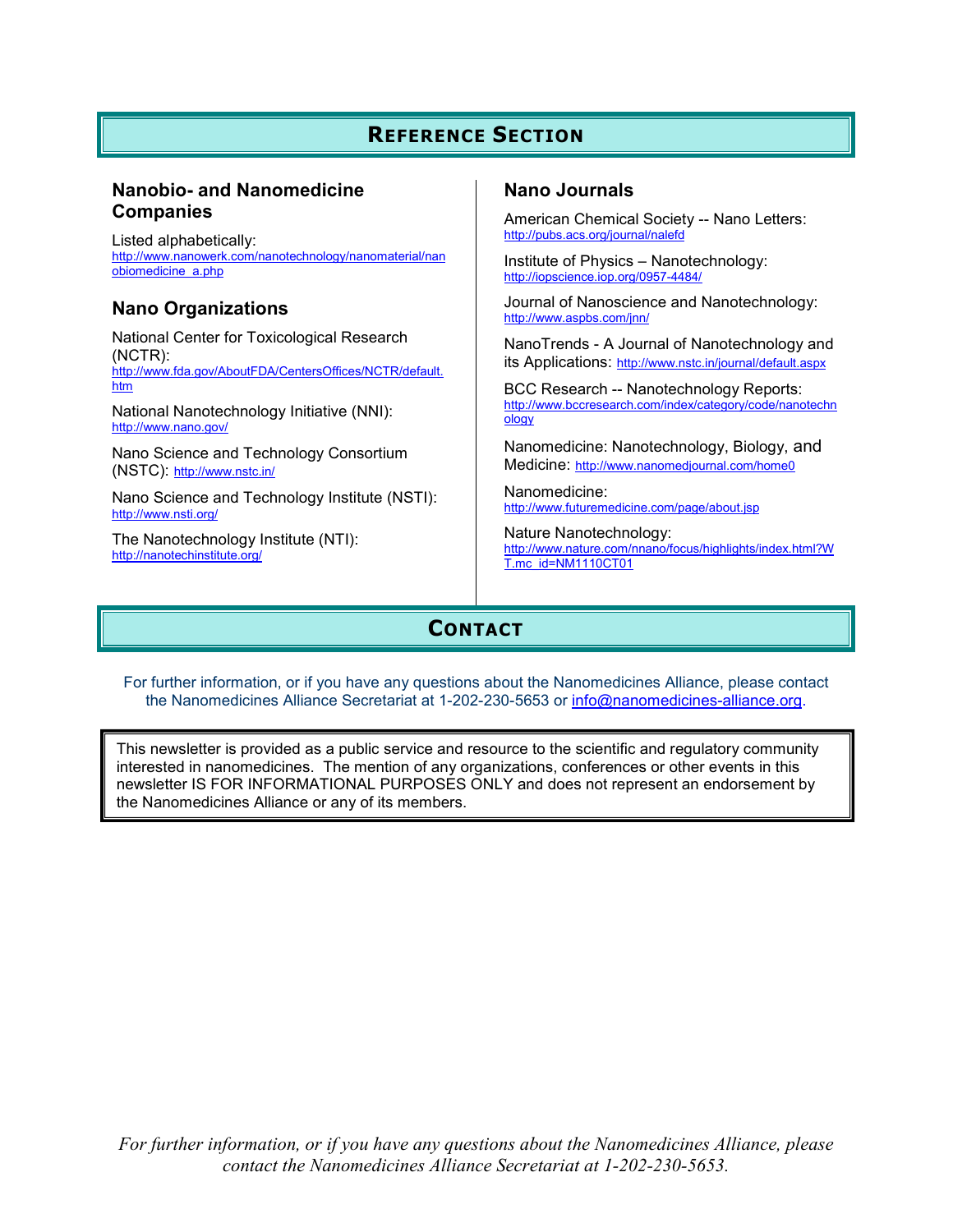## Reference Section

### Nanobio- and Nanomedicine Companies

Listed alphabetically:
http://www.nanowerk.com/nanotechnology/nanomaterial/nanobiomedicine_a.php

### Nano Organizations

National Center for Toxicological Research (NCTR):
http://www.fda.gov/AboutFDA/CentersOffices/NCTR/default.htm

National Nanotechnology Initiative (NNI):
http://www.nano.gov/

Nano Science and Technology Consortium (NSTC): http://www.nstc.in/

Nano Science and Technology Institute (NSTI):
http://www.nsti.org/

The Nanotechnology Institute (NTI):
http://nanotechinstitute.org/

### Nano Journals

American Chemical Society -- Nano Letters:
http://pubs.acs.org/journal/nalefd

Institute of Physics – Nanotechnology:
http://iopscience.iop.org/0957-4484/

Journal of Nanoscience and Nanotechnology:
http://www.aspbs.com/jnn/

NanoTrends - A Journal of Nanotechnology and its Applications: http://www.nstc.in/journal/default.aspx

BCC Research -- Nanotechnology Reports:
http://www.bccresearch.com/index/category/code/nanotechnology

Nanomedicine: Nanotechnology, Biology, and Medicine: http://www.nanomedjournal.com/home0

Nanomedicine:
http://www.futuremedicine.com/page/about.jsp

Nature Nanotechnology:
http://www.nature.com/nnano/focus/highlights/index.html?WT.mc_id=NM1110CT01

## Contact

For further information, or if you have any questions about the Nanomedicines Alliance, please contact the Nanomedicines Alliance Secretariat at 1-202-230-5653 or info@nanomedicines-alliance.org.

This newsletter is provided as a public service and resource to the scientific and regulatory community interested in nanomedicines. The mention of any organizations, conferences or other events in this newsletter IS FOR INFORMATIONAL PURPOSES ONLY and does not represent an endorsement by the Nanomedicines Alliance or any of its members.

*For further information, or if you have any questions about the Nanomedicines Alliance, please contact the Nanomedicines Alliance Secretariat at 1-202-230-5653.*